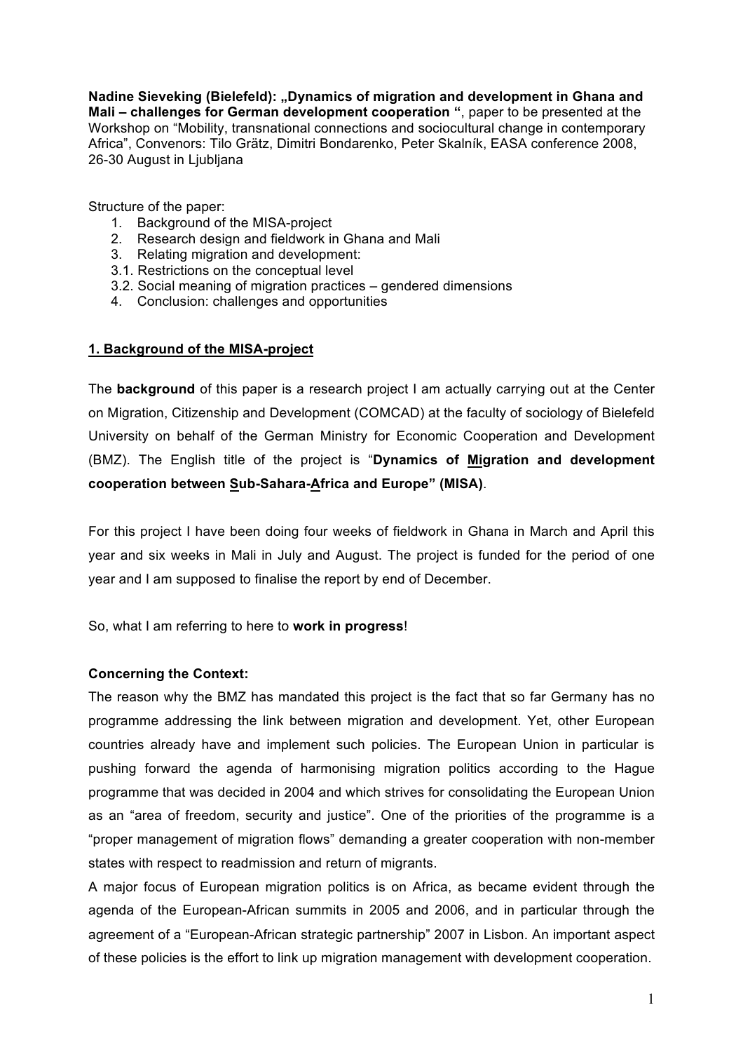**Nadine Sieveking (Bielefeld): „Dynamics of migration and development in Ghana and Mali – challenges for German development cooperation "**, paper to be presented at the Workshop on "Mobility, transnational connections and sociocultural change in contemporary Africa", Convenors: Tilo Grätz, Dimitri Bondarenko, Peter Skalník, EASA conference 2008, 26-30 August in Ljubljana

Structure of the paper:

1. Background of the MISA-project
2. Research design and fieldwork in Ghana and Mali
3. Relating migration and development:

3.1. Restrictions on the conceptual level

3.2. Social meaning of migration practices – gendered dimensions

4. Conclusion: challenges and opportunities

## 1. Background of the MISA-project

The **background** of this paper is a research project I am actually carrying out at the Center on Migration, Citizenship and Development (COMCAD) at the faculty of sociology of Bielefeld University on behalf of the German Ministry for Economic Cooperation and Development (BMZ). The English title of the project is "**Dynamics of Migration and development cooperation between Sub-Sahara-Africa and Europe" (MISA)**.

For this project I have been doing four weeks of fieldwork in Ghana in March and April this year and six weeks in Mali in July and August. The project is funded for the period of one year and I am supposed to finalise the report by end of December.

So, what I am referring to here to **work in progress**!

### Concerning the Context:

The reason why the BMZ has mandated this project is the fact that so far Germany has no programme addressing the link between migration and development. Yet, other European countries already have and implement such policies. The European Union in particular is pushing forward the agenda of harmonising migration politics according to the Hague programme that was decided in 2004 and which strives for consolidating the European Union as an "area of freedom, security and justice". One of the priorities of the programme is a "proper management of migration flows" demanding a greater cooperation with non-member states with respect to readmission and return of migrants.

A major focus of European migration politics is on Africa, as became evident through the agenda of the European-African summits in 2005 and 2006, and in particular through the agreement of a "European-African strategic partnership" 2007 in Lisbon. An important aspect of these policies is the effort to link up migration management with development cooperation.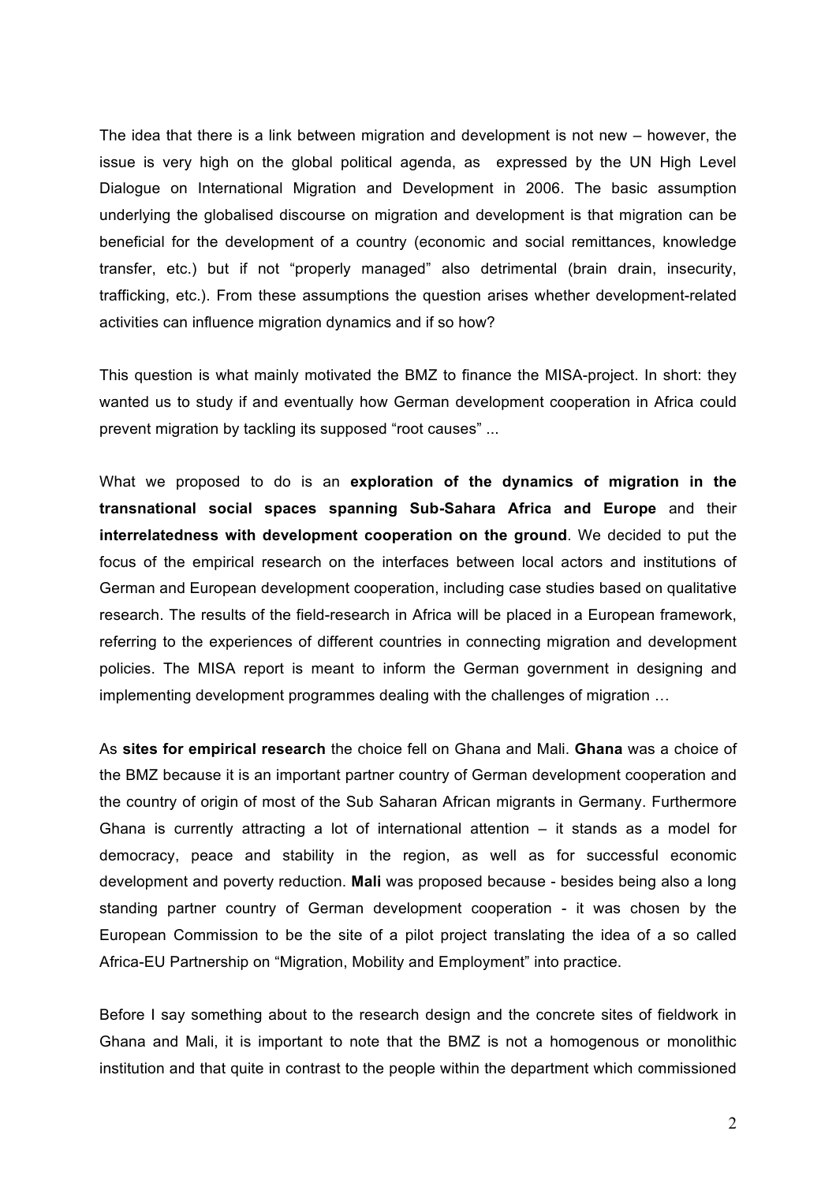The idea that there is a link between migration and development is not new – however, the issue is very high on the global political agenda, as expressed by the UN High Level Dialogue on International Migration and Development in 2006. The basic assumption underlying the globalised discourse on migration and development is that migration can be beneficial for the development of a country (economic and social remittances, knowledge transfer, etc.) but if not "properly managed" also detrimental (brain drain, insecurity, trafficking, etc.). From these assumptions the question arises whether development-related activities can influence migration dynamics and if so how?

This question is what mainly motivated the BMZ to finance the MISA-project. In short: they wanted us to study if and eventually how German development cooperation in Africa could prevent migration by tackling its supposed "root causes" ...

What we proposed to do is an **exploration of the dynamics of migration in the transnational social spaces spanning Sub-Sahara Africa and Europe** and their **interrelatedness with development cooperation on the ground**. We decided to put the focus of the empirical research on the interfaces between local actors and institutions of German and European development cooperation, including case studies based on qualitative research. The results of the field-research in Africa will be placed in a European framework, referring to the experiences of different countries in connecting migration and development policies. The MISA report is meant to inform the German government in designing and implementing development programmes dealing with the challenges of migration …

As **sites for empirical research** the choice fell on Ghana and Mali. **Ghana** was a choice of the BMZ because it is an important partner country of German development cooperation and the country of origin of most of the Sub Saharan African migrants in Germany. Furthermore Ghana is currently attracting a lot of international attention – it stands as a model for democracy, peace and stability in the region, as well as for successful economic development and poverty reduction. **Mali** was proposed because - besides being also a long standing partner country of German development cooperation - it was chosen by the European Commission to be the site of a pilot project translating the idea of a so called Africa-EU Partnership on "Migration, Mobility and Employment" into practice.

Before I say something about to the research design and the concrete sites of fieldwork in Ghana and Mali, it is important to note that the BMZ is not a homogenous or monolithic institution and that quite in contrast to the people within the department which commissioned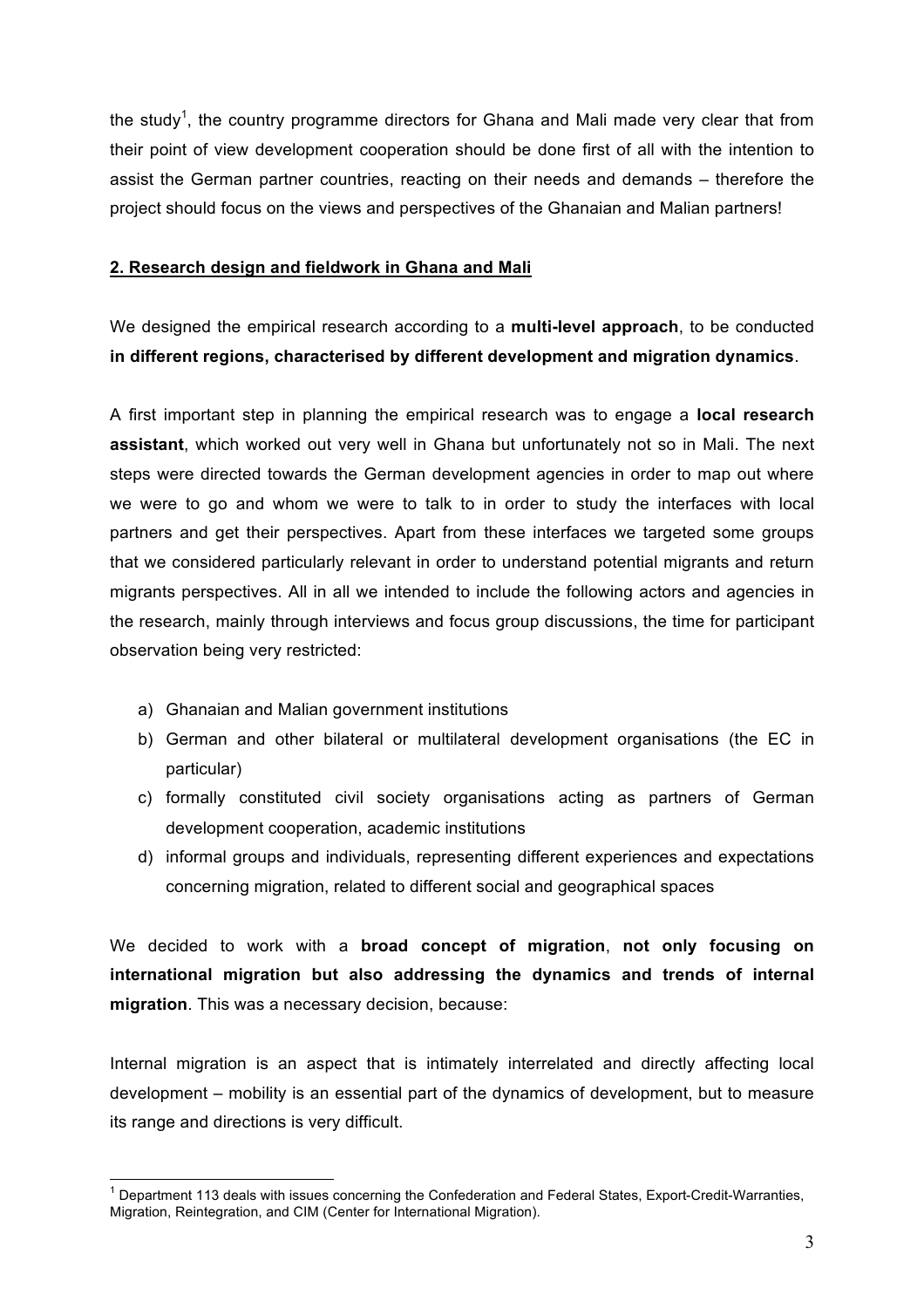the study[1], the country programme directors for Ghana and Mali made very clear that from their point of view development cooperation should be done first of all with the intention to assist the German partner countries, reacting on their needs and demands – therefore the project should focus on the views and perspectives of the Ghanaian and Malian partners!

## 2. Research design and fieldwork in Ghana and Mali

We designed the empirical research according to a **multi-level approach**, to be conducted **in different regions, characterised by different development and migration dynamics**.

A first important step in planning the empirical research was to engage a **local research assistant**, which worked out very well in Ghana but unfortunately not so in Mali. The next steps were directed towards the German development agencies in order to map out where we were to go and whom we were to talk to in order to study the interfaces with local partners and get their perspectives. Apart from these interfaces we targeted some groups that we considered particularly relevant in order to understand potential migrants and return migrants perspectives. All in all we intended to include the following actors and agencies in the research, mainly through interviews and focus group discussions, the time for participant observation being very restricted:

a) Ghanaian and Malian government institutions
b) German and other bilateral or multilateral development organisations (the EC in particular)
c) formally constituted civil society organisations acting as partners of German development cooperation, academic institutions
d) informal groups and individuals, representing different experiences and expectations concerning migration, related to different social and geographical spaces

We decided to work with a **broad concept of migration**, **not only focusing on international migration but also addressing the dynamics and trends of internal migration**. This was a necessary decision, because:

Internal migration is an aspect that is intimately interrelated and directly affecting local development – mobility is an essential part of the dynamics of development, but to measure its range and directions is very difficult.

[1] Department 113 deals with issues concerning the Confederation and Federal States, Export-Credit-Warranties, Migration, Reintegration, and CIM (Center for International Migration).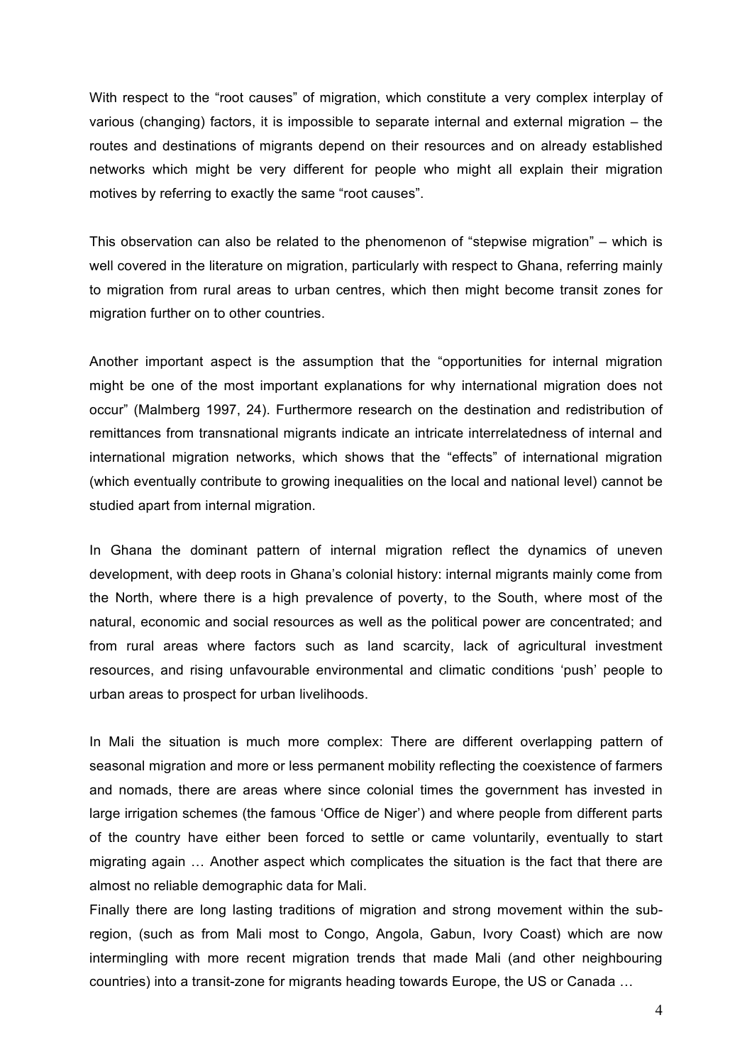With respect to the "root causes" of migration, which constitute a very complex interplay of various (changing) factors, it is impossible to separate internal and external migration – the routes and destinations of migrants depend on their resources and on already established networks which might be very different for people who might all explain their migration motives by referring to exactly the same "root causes".

This observation can also be related to the phenomenon of "stepwise migration" – which is well covered in the literature on migration, particularly with respect to Ghana, referring mainly to migration from rural areas to urban centres, which then might become transit zones for migration further on to other countries.

Another important aspect is the assumption that the "opportunities for internal migration might be one of the most important explanations for why international migration does not occur" (Malmberg 1997, 24). Furthermore research on the destination and redistribution of remittances from transnational migrants indicate an intricate interrelatedness of internal and international migration networks, which shows that the "effects" of international migration (which eventually contribute to growing inequalities on the local and national level) cannot be studied apart from internal migration.

In Ghana the dominant pattern of internal migration reflect the dynamics of uneven development, with deep roots in Ghana's colonial history: internal migrants mainly come from the North, where there is a high prevalence of poverty, to the South, where most of the natural, economic and social resources as well as the political power are concentrated; and from rural areas where factors such as land scarcity, lack of agricultural investment resources, and rising unfavourable environmental and climatic conditions 'push' people to urban areas to prospect for urban livelihoods.

In Mali the situation is much more complex: There are different overlapping pattern of seasonal migration and more or less permanent mobility reflecting the coexistence of farmers and nomads, there are areas where since colonial times the government has invested in large irrigation schemes (the famous 'Office de Niger') and where people from different parts of the country have either been forced to settle or came voluntarily, eventually to start migrating again … Another aspect which complicates the situation is the fact that there are almost no reliable demographic data for Mali.

Finally there are long lasting traditions of migration and strong movement within the sub-region, (such as from Mali most to Congo, Angola, Gabun, Ivory Coast) which are now intermingling with more recent migration trends that made Mali (and other neighbouring countries) into a transit-zone for migrants heading towards Europe, the US or Canada …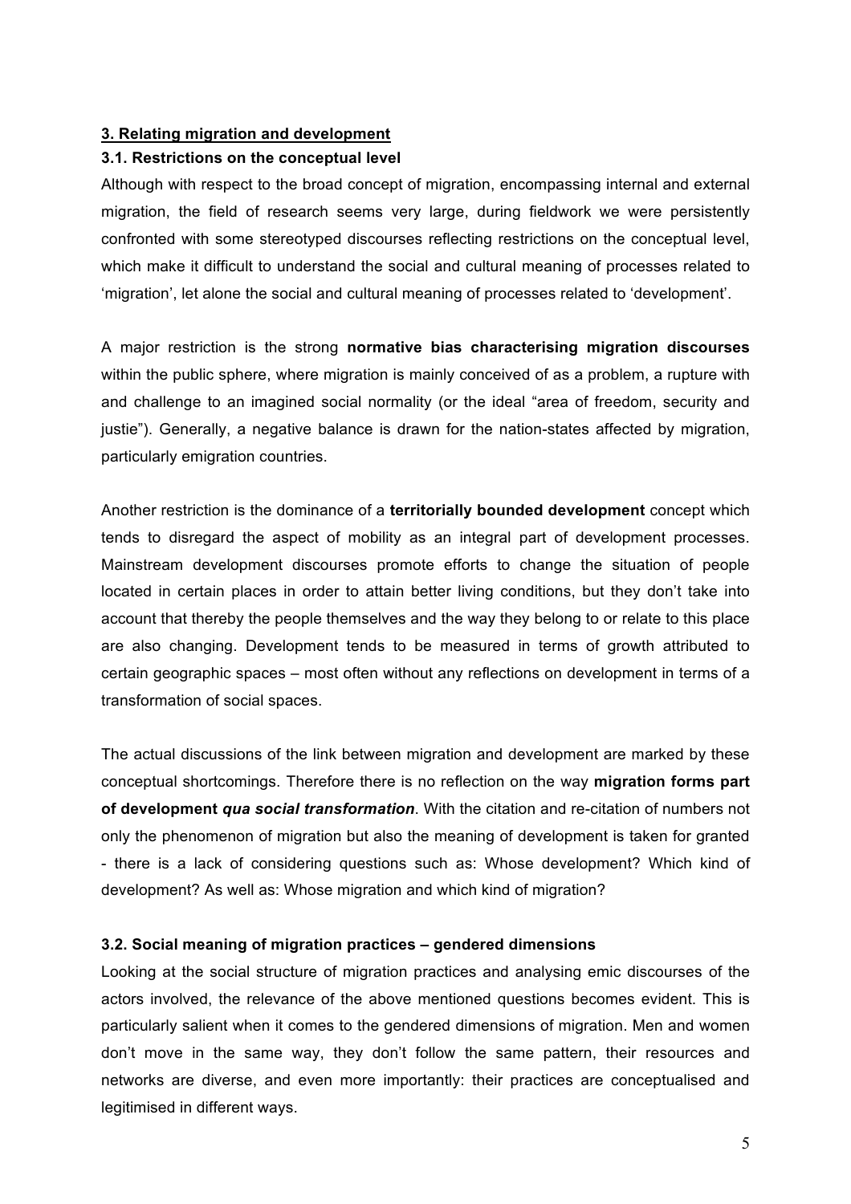## 3. Relating migration and development

### 3.1. Restrictions on the conceptual level

Although with respect to the broad concept of migration, encompassing internal and external migration, the field of research seems very large, during fieldwork we were persistently confronted with some stereotyped discourses reflecting restrictions on the conceptual level, which make it difficult to understand the social and cultural meaning of processes related to 'migration', let alone the social and cultural meaning of processes related to 'development'.

A major restriction is the strong **normative bias characterising migration discourses** within the public sphere, where migration is mainly conceived of as a problem, a rupture with and challenge to an imagined social normality (or the ideal "area of freedom, security and justie"). Generally, a negative balance is drawn for the nation-states affected by migration, particularly emigration countries.

Another restriction is the dominance of a **territorially bounded development** concept which tends to disregard the aspect of mobility as an integral part of development processes. Mainstream development discourses promote efforts to change the situation of people located in certain places in order to attain better living conditions, but they don't take into account that thereby the people themselves and the way they belong to or relate to this place are also changing. Development tends to be measured in terms of growth attributed to certain geographic spaces – most often without any reflections on development in terms of a transformation of social spaces.

The actual discussions of the link between migration and development are marked by these conceptual shortcomings. Therefore there is no reflection on the way **migration forms part of development *qua social transformation***. With the citation and re-citation of numbers not only the phenomenon of migration but also the meaning of development is taken for granted - there is a lack of considering questions such as: Whose development? Which kind of development? As well as: Whose migration and which kind of migration?

### 3.2. Social meaning of migration practices – gendered dimensions

Looking at the social structure of migration practices and analysing emic discourses of the actors involved, the relevance of the above mentioned questions becomes evident. This is particularly salient when it comes to the gendered dimensions of migration. Men and women don't move in the same way, they don't follow the same pattern, their resources and networks are diverse, and even more importantly: their practices are conceptualised and legitimised in different ways.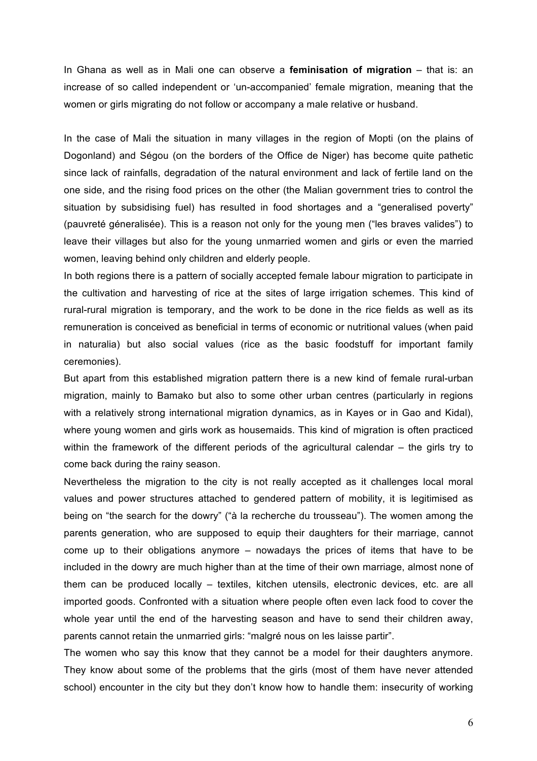In Ghana as well as in Mali one can observe a **feminisation of migration** – that is: an increase of so called independent or 'un-accompanied' female migration, meaning that the women or girls migrating do not follow or accompany a male relative or husband.

In the case of Mali the situation in many villages in the region of Mopti (on the plains of Dogonland) and Ségou (on the borders of the Office de Niger) has become quite pathetic since lack of rainfalls, degradation of the natural environment and lack of fertile land on the one side, and the rising food prices on the other (the Malian government tries to control the situation by subsidising fuel) has resulted in food shortages and a "generalised poverty" (pauvreté géneralisée). This is a reason not only for the young men ("les braves valides") to leave their villages but also for the young unmarried women and girls or even the married women, leaving behind only children and elderly people.

In both regions there is a pattern of socially accepted female labour migration to participate in the cultivation and harvesting of rice at the sites of large irrigation schemes. This kind of rural-rural migration is temporary, and the work to be done in the rice fields as well as its remuneration is conceived as beneficial in terms of economic or nutritional values (when paid in naturalia) but also social values (rice as the basic foodstuff for important family ceremonies).

But apart from this established migration pattern there is a new kind of female rural-urban migration, mainly to Bamako but also to some other urban centres (particularly in regions with a relatively strong international migration dynamics, as in Kayes or in Gao and Kidal), where young women and girls work as housemaids. This kind of migration is often practiced within the framework of the different periods of the agricultural calendar – the girls try to come back during the rainy season.

Nevertheless the migration to the city is not really accepted as it challenges local moral values and power structures attached to gendered pattern of mobility, it is legitimised as being on "the search for the dowry" ("à la recherche du trousseau"). The women among the parents generation, who are supposed to equip their daughters for their marriage, cannot come up to their obligations anymore – nowadays the prices of items that have to be included in the dowry are much higher than at the time of their own marriage, almost none of them can be produced locally – textiles, kitchen utensils, electronic devices, etc. are all imported goods. Confronted with a situation where people often even lack food to cover the whole year until the end of the harvesting season and have to send their children away, parents cannot retain the unmarried girls: "malgré nous on les laisse partir".

The women who say this know that they cannot be a model for their daughters anymore. They know about some of the problems that the girls (most of them have never attended school) encounter in the city but they don't know how to handle them: insecurity of working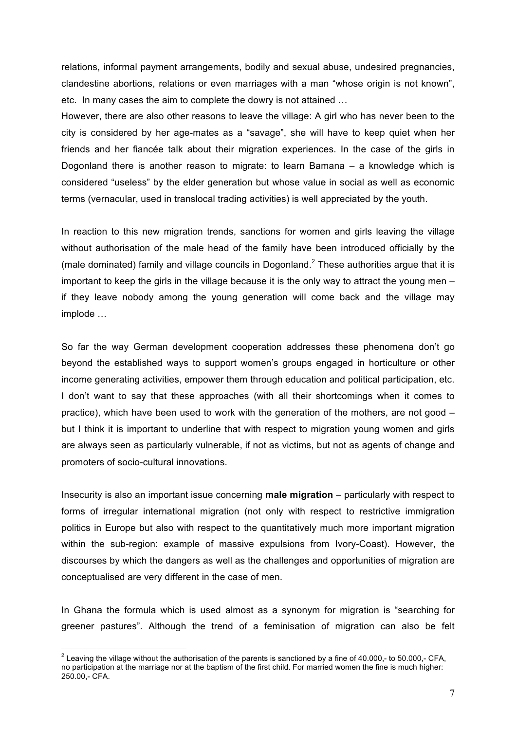relations, informal payment arrangements, bodily and sexual abuse, undesired pregnancies, clandestine abortions, relations or even marriages with a man "whose origin is not known", etc. In many cases the aim to complete the dowry is not attained …

However, there are also other reasons to leave the village: A girl who has never been to the city is considered by her age-mates as a "savage", she will have to keep quiet when her friends and her fiancée talk about their migration experiences. In the case of the girls in Dogonland there is another reason to migrate: to learn Bamana – a knowledge which is considered "useless" by the elder generation but whose value in social as well as economic terms (vernacular, used in translocal trading activities) is well appreciated by the youth.

In reaction to this new migration trends, sanctions for women and girls leaving the village without authorisation of the male head of the family have been introduced officially by the (male dominated) family and village councils in Dogonland.[2] These authorities argue that it is important to keep the girls in the village because it is the only way to attract the young men – if they leave nobody among the young generation will come back and the village may implode …

So far the way German development cooperation addresses these phenomena don't go beyond the established ways to support women's groups engaged in horticulture or other income generating activities, empower them through education and political participation, etc. I don't want to say that these approaches (with all their shortcomings when it comes to practice), which have been used to work with the generation of the mothers, are not good – but I think it is important to underline that with respect to migration young women and girls are always seen as particularly vulnerable, if not as victims, but not as agents of change and promoters of socio-cultural innovations.

Insecurity is also an important issue concerning **male migration** – particularly with respect to forms of irregular international migration (not only with respect to restrictive immigration politics in Europe but also with respect to the quantitatively much more important migration within the sub-region: example of massive expulsions from Ivory-Coast). However, the discourses by which the dangers as well as the challenges and opportunities of migration are conceptualised are very different in the case of men.

In Ghana the formula which is used almost as a synonym for migration is "searching for greener pastures". Although the trend of a feminisation of migration can also be felt

[2] Leaving the village without the authorisation of the parents is sanctioned by a fine of 40.000,- to 50.000,- CFA, no participation at the marriage nor at the baptism of the first child. For married women the fine is much higher: 250.00,- CFA.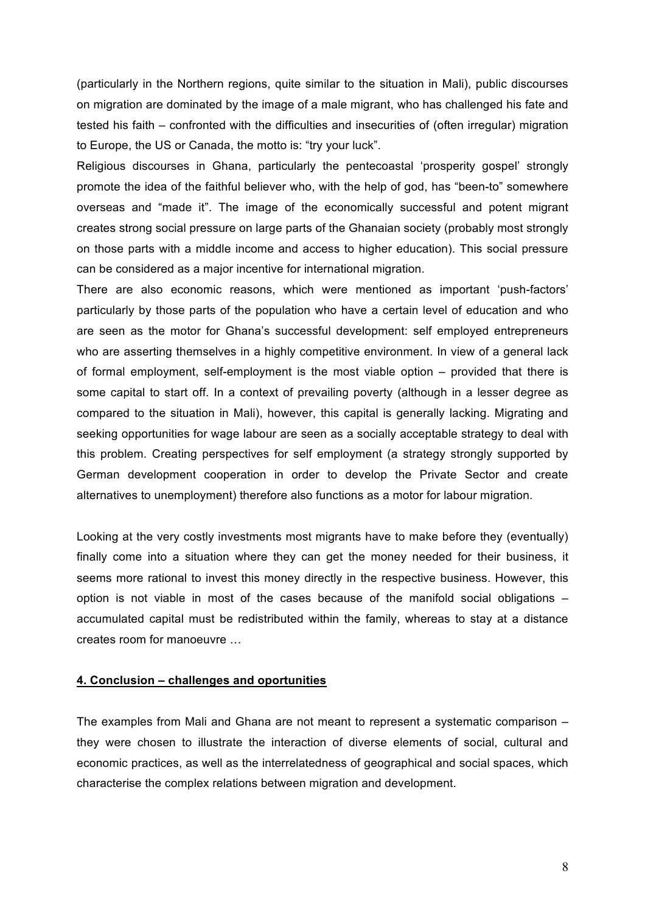(particularly in the Northern regions, quite similar to the situation in Mali), public discourses on migration are dominated by the image of a male migrant, who has challenged his fate and tested his faith – confronted with the difficulties and insecurities of (often irregular) migration to Europe, the US or Canada, the motto is: "try your luck".

Religious discourses in Ghana, particularly the pentecoastal 'prosperity gospel' strongly promote the idea of the faithful believer who, with the help of god, has "been-to" somewhere overseas and "made it". The image of the economically successful and potent migrant creates strong social pressure on large parts of the Ghanaian society (probably most strongly on those parts with a middle income and access to higher education). This social pressure can be considered as a major incentive for international migration.

There are also economic reasons, which were mentioned as important 'push-factors' particularly by those parts of the population who have a certain level of education and who are seen as the motor for Ghana's successful development: self employed entrepreneurs who are asserting themselves in a highly competitive environment. In view of a general lack of formal employment, self-employment is the most viable option – provided that there is some capital to start off. In a context of prevailing poverty (although in a lesser degree as compared to the situation in Mali), however, this capital is generally lacking. Migrating and seeking opportunities for wage labour are seen as a socially acceptable strategy to deal with this problem. Creating perspectives for self employment (a strategy strongly supported by German development cooperation in order to develop the Private Sector and create alternatives to unemployment) therefore also functions as a motor for labour migration.

Looking at the very costly investments most migrants have to make before they (eventually) finally come into a situation where they can get the money needed for their business, it seems more rational to invest this money directly in the respective business. However, this option is not viable in most of the cases because of the manifold social obligations – accumulated capital must be redistributed within the family, whereas to stay at a distance creates room for manoeuvre …

## 4. Conclusion – challenges and oportunities

The examples from Mali and Ghana are not meant to represent a systematic comparison – they were chosen to illustrate the interaction of diverse elements of social, cultural and economic practices, as well as the interrelatedness of geographical and social spaces, which characterise the complex relations between migration and development.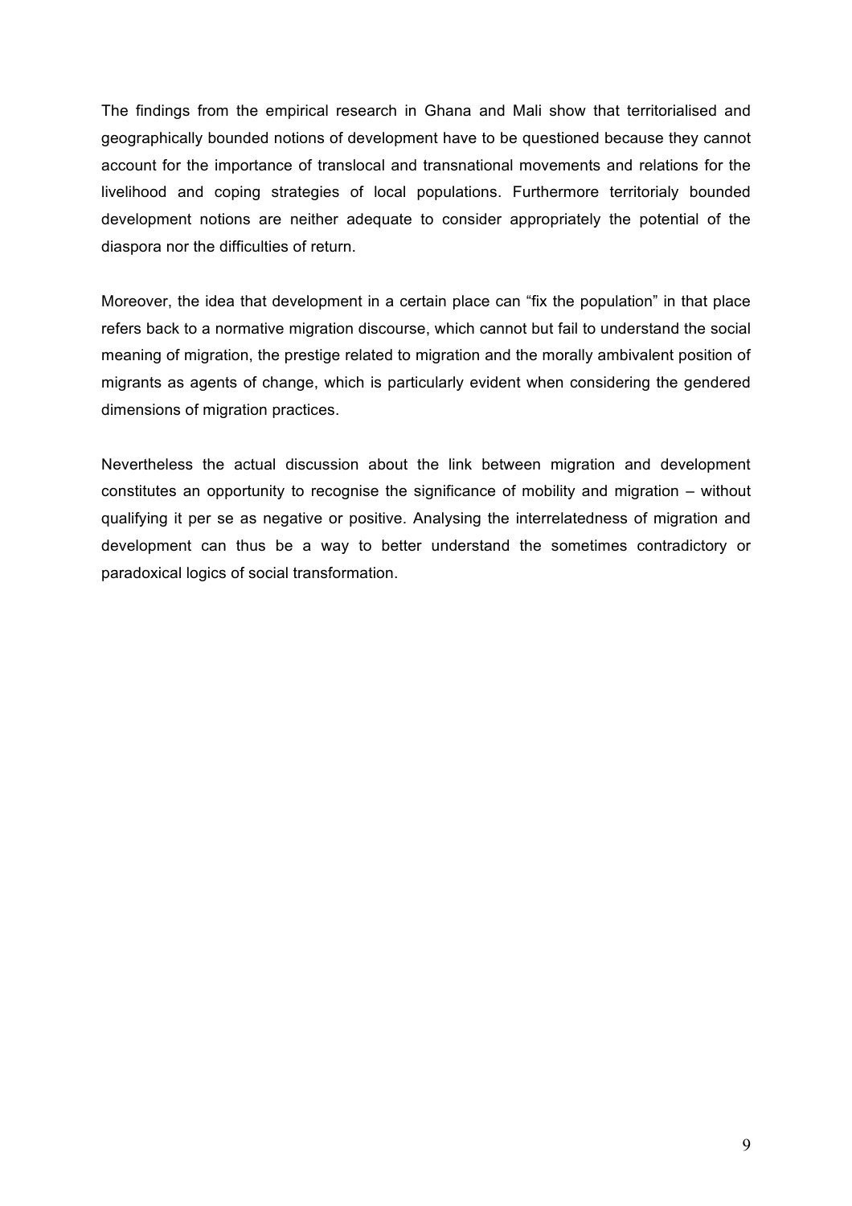The findings from the empirical research in Ghana and Mali show that territorialised and geographically bounded notions of development have to be questioned because they cannot account for the importance of translocal and transnational movements and relations for the livelihood and coping strategies of local populations. Furthermore territorialy bounded development notions are neither adequate to consider appropriately the potential of the diaspora nor the difficulties of return.

Moreover, the idea that development in a certain place can "fix the population" in that place refers back to a normative migration discourse, which cannot but fail to understand the social meaning of migration, the prestige related to migration and the morally ambivalent position of migrants as agents of change, which is particularly evident when considering the gendered dimensions of migration practices.

Nevertheless the actual discussion about the link between migration and development constitutes an opportunity to recognise the significance of mobility and migration – without qualifying it per se as negative or positive. Analysing the interrelatedness of migration and development can thus be a way to better understand the sometimes contradictory or paradoxical logics of social transformation.